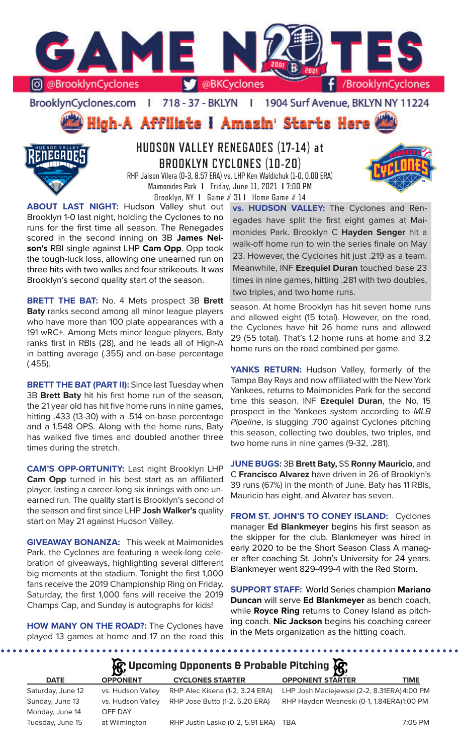# GAME NOTES

@BrooklynCyclones | @BKCyclones | /BrooklynCyclones

BrooklynCyclones.com | 718-37-BKLYN | 1904 Surf Avenue, BKLYN NY 11224

**High-A Affiliate I Amazin' Starts Here**

## HUDSON VALLEY RENEGADES (17-14) at BROOKLYN CYCLONES (10-20)

RHP Jaison Vilera (0-3, 8.57 ERA) vs. LHP Ken Waldichuk (1-0, 0.00 ERA)

Maimonides Park | Friday, June 11, 2021 | 7:00 PM

Brooklyn, NY | Game # 31 | Home Game # 14

**ABOUT LAST NIGHT:** Hudson Valley shut out Brooklyn 1-0 last night, holding the Cyclones to no runs for the first time all season. The Renegades scored in the second inning on 3B **James Nelson's** RBI single against LHP **Cam Opp**. Opp took the tough-luck loss, allowing one unearned run on three hits with two walks and four strikeouts. It was Brooklyn's second quality start of the season.

**BRETT THE BAT:** No. 4 Mets prospect 3B **Brett Baty** ranks second among all minor league players who have more than 100 plate appearances with a 191 wRC+. Among Mets minor league players, Baty ranks first in RBIs (28), and he leads all of High-A in batting average (.355) and on-base percentage (.455).

**BRETT THE BAT (PART II):** Since last Tuesday when 3B **Brett Baty** hit his first home run of the season, the 21 year old has hit five home runs in nine games, hitting .433 (13-30) with a .514 on-base percentage and a 1.548 OPS. Along with the home runs, Baty has walked five times and doubled another three times during the stretch.

**CAM'S OPP-ORTUNITY:** Last night Brooklyn LHP **Cam Opp** turned in his best start as an affiliated player, lasting a career-long six innings with one unearned run. The quality start is Brooklyn's second of the season and first since LHP **Josh Walker's** quality start on May 21 against Hudson Valley.

**GIVEAWAY BONANZA:** This week at Maimonides Park, the Cyclones are featuring a week-long celebration of giveaways, highlighting several different big moments at the stadium. Tonight the first 1,000 fans receive the 2019 Championship Ring on Friday. Saturday, the first 1,000 fans will receive the 2019 Champs Cap, and Sunday is autographs for kids!

**HOW MANY ON THE ROAD?:** The Cyclones have played 13 games at home and 17 on the road this season. At home Brooklyn has hit seven home runs and allowed eight (15 total). However, on the road, the Cyclones have hit 26 home runs and allowed 29 (55 total). That's 1.2 home runs at home and 3.2 home runs on the road combined per game.

**vs. HUDSON VALLEY:** The Cyclones and Renegades have split the first eight games at Maimonides Park. Brooklyn C **Hayden Senger** hit a walk-off home run to win the series finale on May 23. However, the Cyclones hit just .219 as a team. Meanwhile, INF **Ezequiel Duran** touched base 23 times in nine games, hitting .281 with two doubles, two triples, and two home runs.

**YANKS RETURN:** Hudson Valley, formerly of the Tampa Bay Rays and now affiliated with the New York Yankees, returns to Maimonides Park for the second time this season. INF **Ezequiel Duran**, the No. 15 prospect in the Yankees system according to *MLB Pipeline*, is slugging .700 against Cyclones pitching this season, collecting two doubles, two triples, and two home runs in nine games (9-32, .281).

**JUNE BUGS:** 3B **Brett Baty,** SS **Ronny Mauricio**, and C **Francisco Alvarez** have driven in 26 of Brooklyn's 39 runs (67%) in the month of June. Baty has 11 RBIs, Mauricio has eight, and Alvarez has seven.

**FROM ST. JOHN'S TO CONEY ISLAND:** Cyclones manager **Ed Blankmeyer** begins his first season as the skipper for the club. Blankmeyer was hired in early 2020 to be the Short Season Class A manager after coaching St. John's University for 24 years. Blankmeyer went 829-499-4 with the Red Storm.

**SUPPORT STAFF:** World Series champion **Mariano Duncan** will serve **Ed Blankmeyer** as bench coach, while **Royce Ring** returns to Coney Island as pitching coach. **Nic Jackson** begins his coaching career in the Mets organization as the hitting coach.

### Upcoming Opponents & Probable Pitching

| DATE | OPPONENT | CYCLONES STARTER | OPPONENT STARTER | TIME |
|---|---|---|---|---|
| Saturday, June 12 | vs. Hudson Valley | RHP Alec Kisena (1-2, 3.24 ERA) | LHP Josh Maciejewski (2-2, 8.31ERA) | 4:00 PM |
| Sunday, June 13 | vs. Hudson Valley | RHP Jose Butto (1-2, 5.20 ERA) | RHP Hayden Wesneski (0-1, 1.84ERA) | 1:00 PM |
| Monday, June 14 | OFF DAY | | | |
| Tuesday, June 15 | at Wilmington | RHP Justin Lasko (0-2, 5.91 ERA) | TBA | 7:05 PM |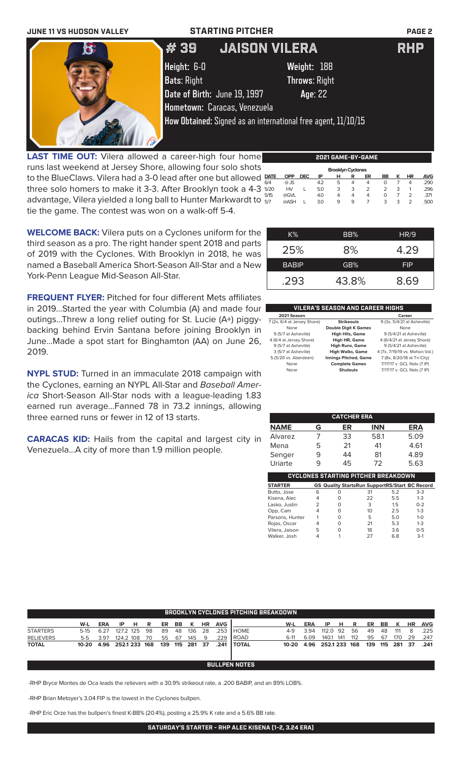JUNE 11 VS HUDSON VALLEY — STARTING PITCHER

# # 39 JAISON VILERA — RHP

**Height:** 6-0 **Weight:** 188
**Bats:** Right **Throws:** Right
**Date of Birth:** June 19, 1997 **Age:** 22
**Hometown:** Caracas, Venezuela
**How Obtained:** Signed as an international free agent, 11/10/15

**LAST TIME OUT:** Vilera allowed a career-high four home runs last weekend at Jersey Shore, allowing four solo shots to the BlueClaws. Vilera had a 3-0 lead after one but allowed three solo homers to make it 3-3. After Brooklyn took a 4-3 advantage, Vilera yielded a long ball to Hunter Markwardt to tie the game. The contest was won on a walk-off 5-4.

**WELCOME BACK:** Vilera puts on a Cyclones uniform for the third season as a pro. The right hander spent 2018 and parts of 2019 with the Cyclones. With Brooklyn in 2018, he was named a Baseball America Short-Season All-Star and a New York-Penn League Mid-Season All-Star.

**FREQUENT FLYER:** Pitched for four different Mets affiliates in 2019...Started the year with Columbia (A) and made four outings...Threw a long relief outing for St. Lucie (A+) piggy-backing behind Ervin Santana before joining Brooklyn in June...Made a spot start for Binghamton (AA) on June 26, 2019.

**NYPL STUD:** Turned in an immaculate 2018 campaign with the Cyclones, earning an NYPL All-Star and *Baseball America* Short-Season All-Star nods with a league-leading 1.83 earned run average...Fanned 78 in 73.2 innings, allowing three earned runs or fewer in 12 of 13 starts.

**CARACAS KID:** Hails from the capital and largest city in Venezuela...A city of more than 1.9 million people.

### 2021 GAME-BY-GAME

Brooklyn Cyclones

| DATE | OPP | DEC | IP | H | R | ER | BB | K | HR | AVG |
|---|---|---|---|---|---|---|---|---|---|---|
| 6/4 | @ JS | | 4.2 | 5 | 4 | 4 | 0 | 7 | 4 | .290 |
| 5/20 | HV | L | 5.0 | 3 | 3 | 2 | 2 | 3 | 1 | .296 |
| 5/15 | @GVL | | 4.0 | 4 | 4 | 4 | 0 | 7 | 2 | .371 |
| 5/7 | @ASH | L | 3.0 | 9 | 9 | 7 | 3 | 3 | 2 | .500 |

| K% | BB% | HR/9 |
|---|---|---|
| 25% | 8% | 4.29 |
| **BABIP** | **GB%** | **FIP** |
| .293 | 43.8% | 8.69 |

### VILERA'S SEASON AND CAREER HIGHS

| 2021 Season | | Career |
|---|---|---|
| 7 (2x, 6/4 at Jersey Shore) | Strikeouts | 9 (3x, 5/4/21 at Asheville) |
| None | Double Digit K Games | None |
| 9 (5/7 at Asheville) | High Hits, Game | 9 (5/4/21 at Asheville) |
| 4 (6/4 at Jersey Shore) | High HR, Game | 4 (6/4/21 at Jersey Shore) |
| 9 (5/7 at Asheville) | High Runs, Game | 9 (5/4/21 at Asheville) |
| 3 (5/7 at Asheville) | High Walks, Game | 4 (7x, 7/19/19 vs. Mahon.Val.) |
| 5 (5/20 vs. Aberdeen) | Innings Pitched, Game | 7 (8x, 8/20/18 at Tri-City) |
| None | Complete Games | 7/17/17 v. GCL Nats (7 IP) |
| None | Shutouts | 7/17/17 v. GCL Nats (7 IP) |

### CATCHER ERA

| NAME | G | ER | INN | ERA |
|---|---|---|---|---|
| Alvarez | 7 | 33 | 58.1 | 5.09 |
| Mena | 5 | 21 | 41 | 4.61 |
| Senger | 9 | 44 | 81 | 4.89 |
| Uriarte | 9 | 45 | 72 | 5.63 |

### CYCLONES STARTING PITCHER BREAKDOWN

| STARTER | GS | Quality Starts | Run Support | RS/Start | BC Record |
|---|---|---|---|---|---|
| Butto, Jose | 6 | 0 | 31 | 5.2 | 3-3 |
| Kisena, Alec | 4 | 0 | 22 | 5.5 | 1-3 |
| Lasko, Justin | 2 | 0 | 3 | 1.5 | 0-2 |
| Opp, Cam | 4 | 0 | 10 | 2.5 | 1-3 |
| Parsons, Hunter | 1 | 0 | 5 | 5.0 | 1-0 |
| Rojas, Oscar | 4 | 0 | 21 | 5.3 | 1-3 |
| Vilera, Jaison | 5 | 0 | 18 | 3.6 | 0-5 |
| Walker, Josh | 4 | 1 | 27 | 6.8 | 3-1 |

### BROOKLYN CYCLONES PITCHING BREAKDOWN

| | W-L | ERA | IP | H | R | ER | BB | K | HR | AVG |
|---|---|---|---|---|---|---|---|---|---|---|
| STARTERS | 5-15 | 6.27 | 127.2 | 125 | 98 | 89 | 48 | 136 | 28 | .253 |
| RELIEVERS | 5-5 | 3.97 | 124.2 | 108 | 70 | 55 | 67 | 145 | 9 | .229 |
| TOTAL | 10-20 | 4.96 | 252.1 | 233 | 168 | 139 | 115 | 281 | 37 | .241 |

| | W-L | ERA | IP | H | R | ER | BB | K | HR | AVG |
|---|---|---|---|---|---|---|---|---|---|---|
| HOME | 4-9 | 3.94 | 112.0 | 92 | 56 | 49 | 48 | 111 | 8 | .225 |
| ROAD | 6-11 | 6.09 | 140.1 | 141 | 112 | 95 | 67 | 170 | 29 | .247 |
| TOTAL | 10-20 | 4.96 | 252.1 | 233 | 168 | 139 | 115 | 281 | 37 | .241 |

### BULLPEN NOTES

-RHP Bryce Montes de Oca leads the relievers with a 30.9% strikeout rate, a .200 BABIP, and an 89% LOB%.

-RHP Brian Metoyer's 3.04 FIP is the lowest in the Cyclones bullpen.

-RHP Eric Orze has the bullpen's finest K-BB% (20.4%), posting a 25.9% K rate and a 5.6% BB rate.

**SATURDAY'S STARTER - RHP ALEC KISENA (1-2, 3.24 ERA)**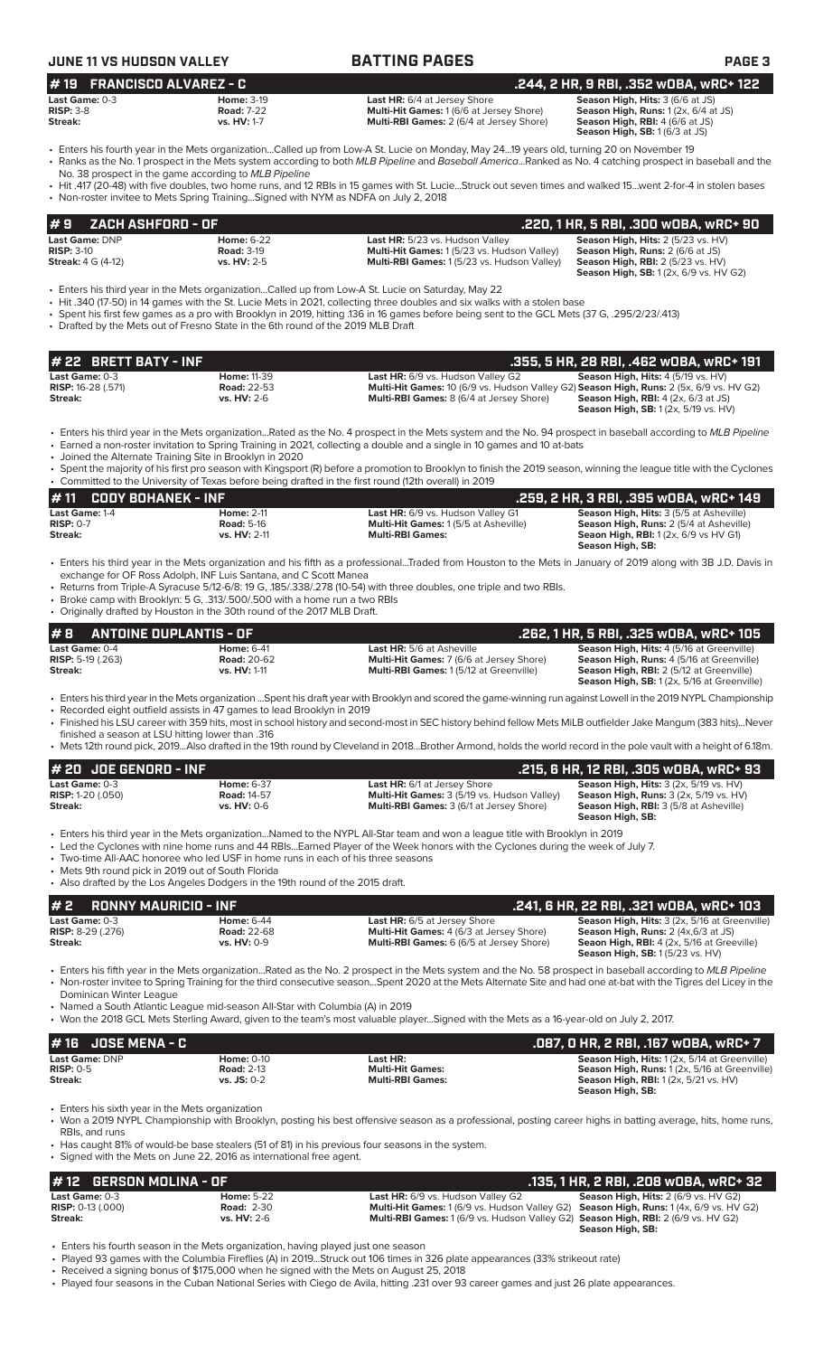## #19 FRANCISCO ALVAREZ - C
**.244, 2 HR, 9 RBI, .352 wOBA, wRC+ 122**

| | | | |
|---|---|---|---|
| **Last Game:** 0-3 | **Home:** 3-19 | **Last HR:** 6/4 at Jersey Shore | **Season High, Hits:** 3 (6/6 at JS) |
| **RISP:** 3-8 | **Road:** 7-22 | **Multi-Hit Games:** 1 (6/6 at Jersey Shore) | **Season High, Runs:** 1 (2x, 6/4 at JS) |
| **Streak:** | **vs. HV:** 1-7 | **Multi-RBI Games:** 2 (6/4 at Jersey Shore) | **Season High, RBI:** 4 (6/6 at JS) |
| | | | **Season High, SB:** 1 (6/3 at JS) |

- Enters his fourth year in the Mets organization...Called up from Low-A St. Lucie on Monday, May 24...19 years old, turning 20 on November 19
- Ranks as the No. 1 prospect in the Mets system according to both *MLB Pipeline* and *Baseball America*...Ranked as No. 4 catching prospect in baseball and the No. 38 prospect in the game according to *MLB Pipeline*
- Hit .417 (20-48) with five doubles, two home runs, and 12 RBIs in 15 games with St. Lucie...Struck out seven times and walked 15...went 2-for-4 in stolen bases
- Non-roster invitee to Mets Spring Training...Signed with NYM as NDFA on July 2, 2018

## #9 ZACH ASHFORD - OF
**.220, 1 HR, 5 RBI, .300 wOBA, wRC+ 90**

| | | | |
|---|---|---|---|
| **Last Game:** DNP | **Home:** 6-22 | **Last HR:** 5/23 vs. Hudson Valley | **Season High, Hits:** 2 (5/23 vs. HV) |
| **RISP:** 3-10 | **Road:** 3-19 | **Multi-Hit Games:** 1 (5/23 vs. Hudson Valley) | **Season High, Runs:** 2 (6/6 at JS) |
| **Streak:** 4 G (4-12) | **vs. HV:** 2-5 | **Multi-RBI Games:** 1 (5/23 vs. Hudson Valley) | **Season High, RBI:** 2 (5/23 vs. HV) |
| | | | **Season High, SB:** 1 (2x, 6/9 vs. HV G2) |

- Enters his third year in the Mets organization...Called up from Low-A St. Lucie on Saturday, May 22
- Hit .340 (17-50) in 14 games with the St. Lucie Mets in 2021, collecting three doubles and six walks with a stolen base
- Spent his first few games as a pro with Brooklyn in 2019, hitting .136 in 16 games before being sent to the GCL Mets (37 G, .295/2/23/.413)
- Drafted by the Mets out of Fresno State in the 6th round of the 2019 MLB Draft

## #22 BRETT BATY - INF
**.355, 5 HR, 28 RBI, .462 wOBA, wRC+ 191**

| | | | |
|---|---|---|---|
| **Last Game:** 0-3 | **Home:** 11-39 | **Last HR:** 6/9 vs. Hudson Valley G2 | **Season High, Hits:** 4 (5/19 vs. HV) |
| **RISP:** 16-28 (.571) | **Road:** 22-53 | **Multi-Hit Games:** 10 (6/9 vs. Hudson Valley G2) | **Season High, Runs:** 2 (5x, 6/9 vs. HV G2) |
| **Streak:** | **vs. HV:** 2-6 | **Multi-RBI Games:** 8 (6/4 at Jersey Shore) | **Season High, RBI:** 4 (2x, 6/3 at JS) |
| | | | **Season High, SB:** 1 (2x, 5/19 vs. HV) |

- Enters his third year in the Mets organization...Rated as the No. 4 prospect in the Mets system and the No. 94 prospect in baseball according to *MLB Pipeline*
- Earned a non-roster invitation to Spring Training in 2021, collecting a double and a single in 10 games and 10 at-bats
- Joined the Alternate Training Site in Brooklyn in 2020
- Spent the majority of his first pro season with Kingsport (R) before a promotion to Brooklyn to finish the 2019 season, winning the league title with the Cyclones
- Committed to the University of Texas before being drafted in the first round (12th overall) in 2019

## #11 CODY BOHANEK - INF
**.259, 2 HR, 3 RBI, .395 wOBA, wRC+ 149**

| | | | |
|---|---|---|---|
| **Last Game:** 1-4 | **Home:** 2-11 | **Last HR:** 6/9 vs. Hudson Valley G1 | **Season High, Hits:** 3 (5/5 at Asheville) |
| **RISP:** 0-7 | **Road:** 5-16 | **Multi-Hit Games:** 1 (5/5 at Asheville) | **Season High, Runs:** 2 (5/4 at Asheville) |
| **Streak:** | **vs. HV:** 2-11 | **Multi-RBI Games:** | **Seaon High, RBI:** 1 (2x, 6/9 vs HV G1) |
| | | | **Season High, SB:** |

- Enters his third year in the Mets organization and his fifth as a professional...Traded from Houston to the Mets in January of 2019 along with 3B J.D. Davis in exchange for OF Ross Adolph, INF Luis Santana, and C Scott Manea
- Returns from Triple-A Syracuse 5/12-6/8: 19 G, .185/.338/.278 (10-54) with three doubles, one triple and two RBIs.
- Broke camp with Brooklyn: 5 G, .313/.500/.500 with a home run a two RBIs
- Originally drafted by Houston in the 30th round of the 2017 MLB Draft.

## #8 ANTOINE DUPLANTIS - OF
**.262, 1 HR, 5 RBI, .325 wOBA, wRC+ 105**

| | | | |
|---|---|---|---|
| **Last Game:** 0-4 | **Home:** 6-41 | **Last HR:** 5/6 at Asheville | **Season High, Hits:** 4 (5/16 at Greenville) |
| **RISP:** 5-19 (.263) | **Road:** 20-62 | **Multi-Hit Games:** 7 (6/6 at Jersey Shore) | **Season High, Runs:** 4 (5/16 at Greenville) |
| **Streak:** | **vs. HV:** 1-11 | **Multi-RBI Games:** 1 (5/12 at Greenville) | **Season High, RBI:** 2 (5/12 at Greenville) |
| | | | **Season High, SB:** 1 (2x, 5/16 at Greenville) |

- Enters his third year in the Mets organization ...Spent his draft year with Brooklyn and scored the game-winning run against Lowell in the 2019 NYPL Championship
- Recorded eight outfield assists in 47 games to lead Brooklyn in 2019
- Finished his LSU career with 359 hits, most in school history and second-most in SEC history behind fellow Mets MiLB outfielder Jake Mangum (383 hits)...Never finished a season at LSU hitting lower than .316
- Mets 12th round pick, 2019...Also drafted in the 19th round by Cleveland in 2018...Brother Armond, holds the world record in the pole vault with a height of 6.18m.

## #20 JOE GENORD - INF
**.215, 6 HR, 12 RBI, .305 wOBA, wRC+ 93**

| | | | |
|---|---|---|---|
| **Last Game:** 0-3 | **Home:** 6-37 | **Last HR:** 6/1 at Jersey Shore | **Season High, Hits:** 3 (2x, 5/19 vs. HV) |
| **RISP:** 1-20 (.050) | **Road:** 14-57 | **Multi-Hit Games:** 3 (5/19 vs. Hudson Valley) | **Season High, Runs:** 3 (2x, 5/19 vs. HV) |
| **Streak:** | **vs. HV:** 0-6 | **Multi-RBI Games:** 3 (6/1 at Jersey Shore) | **Season High, RBI:** 3 (5/8 at Asheville) |
| | | | **Season High, SB:** |

- Enters his third year in the Mets organization...Named to the NYPL All-Star team and won a league title with Brooklyn in 2019
- Led the Cyclones with nine home runs and 44 RBIs...Earned Player of the Week honors with the Cyclones during the week of July 7.
- Two-time All-AAC honoree who led USF in home runs in each of his three seasons
- Mets 9th round pick in 2019 out of South Florida
- Also drafted by the Los Angeles Dodgers in the 19th round of the 2015 draft.

## #2 RONNY MAURICIO - INF
**.241, 6 HR, 22 RBI, .321 wOBA, wRC+ 103**

| | | | |
|---|---|---|---|
| **Last Game:** 0-3 | **Home:** 6-44 | **Last HR:** 6/5 at Jersey Shore | **Season High, Hits:** 3 (2x, 5/16 at Greenville) |
| **RISP:** 8-29 (.276) | **Road:** 22-68 | **Multi-Hit Games:** 4 (6/3 at Jersey Shore) | **Season High, Runs:** 2 (4x,6/3 at JS) |
| **Streak:** | **vs. HV:** 0-9 | **Multi-RBI Games:** 6 (6/5 at Jersey Shore) | **Seaon High, RBI:** 4 (2x, 5/16 at Greeville) |
| | | | **Season High, SB:** 1 (5/23 vs. HV) |

- Enters his fifth year in the Mets organization...Rated as the No. 2 prospect in the Mets system and the No. 58 prospect in baseball according to *MLB Pipeline*
- Non-roster invitee to Spring Training for the third consecutive season...Spent 2020 at the Mets Alternate Site and had one at-bat with the Tigres del Licey in the Dominican Winter League
- Named a South Atlantic League mid-season All-Star with Columbia (A) in 2019
- Won the 2018 GCL Mets Sterling Award, given to the team's most valuable player...Signed with the Mets as a 16-year-old on July 2, 2017.

## #16 JOSE MENA - C
**.087, 0 HR, 2 RBI, .167 wOBA, wRC+ 7**

| | | | |
|---|---|---|---|
| **Last Game:** DNP | **Home:** 0-10 | **Last HR:** | **Season High, Hits:** 1 (2x, 5/14 at Greenville) |
| **RISP:** 0-5 | **Road:** 2-13 | **Multi-Hit Games:** | **Season High, Runs:** 1 (2x, 5/16 at Greenville) |
| **Streak:** | **vs. JS:** 0-2 | **Multi-RBI Games:** | **Season High, RBI:** 1 (2x, 5/21 vs. HV) |
| | | | **Season High, SB:** |

- Enters his sixth year in the Mets organization
- Won a 2019 NYPL Championship with Brooklyn, posting his best offensive season as a professional, posting career highs in batting average, hits, home runs, RBIs, and runs
- Has caught 81% of would-be base stealers (51 of 81) in his previous four seasons in the system.
- Signed with the Mets on June 22, 2016 as international free agent.

## #12 GERSON MOLINA - OF
**.135, 1 HR, 2 RBI, .208 wOBA, wRC+ 32**

| | | | |
|---|---|---|---|
| **Last Game:** 0-3 | **Home:** 5-22 | **Last HR:** 6/9 vs. Hudson Valley G2 | **Season High, Hits:** 2 (6/9 vs. HV G2) |
| **RISP:** 0-13 (.000) | **Road:** 2-30 | **Multi-Hit Games:** 1 (6/9 vs. Hudson Valley G2) | **Season High, Runs:** 1 (4x, 6/9 vs. HV G2) |
| **Streak:** | **vs. HV:** 2-6 | **Multi-RBI Games:** 1 (6/9 vs. Hudson Valley G2) | **Season High, RBI:** 2 (6/9 vs. HV G2) |
| | | | **Season High, SB:** |

- Enters his fourth season in the Mets organization, having played just one season
- Played 93 games with the Columbia Fireflies (A) in 2019...Struck out 106 times in 326 plate appearances (33% strikeout rate)
- Received a signing bonus of $175,000 when he signed with the Mets on August 25, 2018
- Played four seasons in the Cuban National Series with Ciego de Avila, hitting .231 over 93 career games and just 26 plate appearances.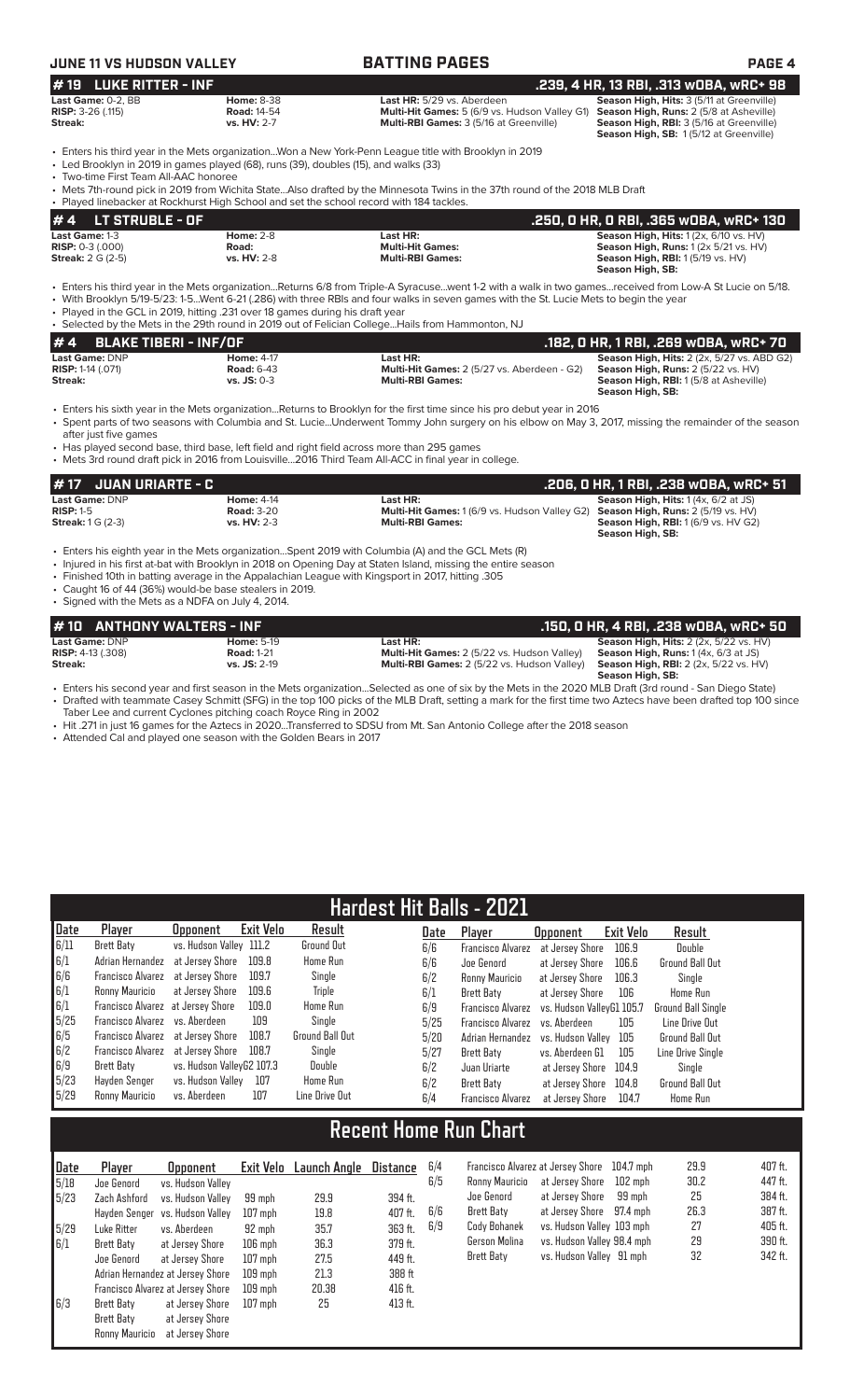## JUNE 11 VS HUDSON VALLEY — BATTING PAGES

### # 19 LUKE RITTER - INF — .239, 4 HR, 13 RBI, .313 wOBA, wRC+ 98

**Last Game:** 0-2, BB | **Home:** 8-38 | **Last HR:** 5/29 vs. Aberdeen | **Season High, Hits:** 3 (5/11 at Greenville)
**RISP:** 3-26 (.115) | **Road:** 14-54 | **Multi-Hit Games:** 5 (6/9 vs. Hudson Valley G1) | **Season High, Runs:** 2 (5/8 at Asheville)
**Streak:** | **vs. HV:** 2-7 | **Multi-RBI Games:** 3 (5/16 at Greenville) | **Season High, RBI:** 3 (5/16 at Greenville)
**Season High, SB:** 1 (5/12 at Greenville)

- Enters his third year in the Mets organization...Won a New York-Penn League title with Brooklyn in 2019
- Led Brooklyn in 2019 in games played (68), runs (39), doubles (15), and walks (33)
- Two-time First Team All-AAC honoree
- Mets 7th-round pick in 2019 from Wichita State...Also drafted by the Minnesota Twins in the 37th round of the 2018 MLB Draft
- Played linebacker at Rockhurst High School and set the school record with 184 tackles.

### # 4 LT STRUBLE - OF — .250, 0 HR, 0 RBI, .365 wOBA, wRC+ 130

**Last Game:** 1-3 | **Home:** 2-8 | **Last HR:** | **Season High, Hits:** 1 (2x, 6/10 vs. HV)
**RISP:** 0-3 (.000) | **Road:** | **Multi-Hit Games:** | **Season High, Runs:** 1 (2x 5/21 vs. HV)
**Streak:** 2 G (2-5) | **vs. HV:** 2-8 | **Multi-RBI Games:** | **Season High, RBI:** 1 (5/19 vs. HV)
**Season High, SB:**

- Enters his third year in the Mets organization...Returns 6/8 from Triple-A Syracuse...went 1-2 with a walk in two games...received from Low-A St Lucie on 5/18.
- With Brooklyn 5/19-5/23: 1-5...Went 6-21 (.286) with three RBIs and four walks in seven games with the St. Lucie Mets to begin the year
- Played in the GCL in 2019, hitting .231 over 18 games during his draft year
- Selected by the Mets in the 29th round in 2019 out of Felician College...Hails from Hammonton, NJ

### # 4 BLAKE TIBERI - INF/OF — .182, 0 HR, 1 RBI, .269 wOBA, wRC+ 70

**Last Game:** DNP | **Home:** 4-17 | **Last HR:** | **Season High, Hits:** 2 (2x, 5/27 vs. ABD G2)
**RISP:** 1-14 (.071) | **Road:** 6-43 | **Multi-Hit Games:** 2 (5/27 vs. Aberdeen - G2) | **Season High, Runs:** 2 (5/22 vs. HV)
**Streak:** | **vs. JS:** 0-3 | **Multi-RBI Games:** | **Season High, RBI:** 1 (5/8 at Asheville)
**Season High, SB:**

- Enters his sixth year in the Mets organization...Returns to Brooklyn for the first time since his pro debut year in 2016
- Spent parts of two seasons with Columbia and St. Lucie...Underwent Tommy John surgery on his elbow on May 3, 2017, missing the remainder of the season after just five games
- Has played second base, third base, left field and right field across more than 295 games
- Mets 3rd round draft pick in 2016 from Louisville...2016 Third Team All-ACC in final year in college.

### # 17 JUAN URIARTE - C — .206, 0 HR, 1 RBI, .238 wOBA, wRC+ 51

**Last Game:** DNP | **Home:** 4-14 | **Last HR:** | **Season High, Hits:** 1 (4x, 6/2 at JS)
**RISP:** 1-5 | **Road:** 3-20 | **Multi-Hit Games:** 1 (6/9 vs. Hudson Valley G2) | **Season High, Runs:** 2 (5/19 vs. HV)
**Streak:** 1 G (2-3) | **vs. HV:** 2-3 | **Multi-RBI Games:** | **Season High, RBI:** 1 (6/9 vs. HV G2)
**Season High, SB:**

- Enters his eighth year in the Mets organization...Spent 2019 with Columbia (A) and the GCL Mets (R)
- Injured in his first at-bat with Brooklyn in 2018 on Opening Day at Staten Island, missing the entire season
- Finished 10th in batting average in the Appalachian League with Kingsport in 2017, hitting .305
- Caught 16 of 44 (36%) would-be base stealers in 2019.
- Signed with the Mets as a NDFA on July 4, 2014.

### # 10 ANTHONY WALTERS - INF — .150, 0 HR, 4 RBI, .238 wOBA, wRC+ 50

**Last Game:** DNP | **Home:** 5-19 | **Last HR:** | **Season High, Hits:** 2 (2x, 5/22 vs. HV)
**RISP:** 4-13 (.308) | **Road:** 1-21 | **Multi-Hit Games:** 2 (5/22 vs. Hudson Valley) | **Season High, Runs:** 1 (4x, 6/3 at JS)
**Streak:** | **vs. JS:** 2-19 | **Multi-RBI Games:** 2 (5/22 vs. Hudson Valley) | **Season High, RBI:** 2 (2x, 5/22 vs. HV)
**Season High, SB:**

- Enters his second year and first season in the Mets organization...Selected as one of six by the Mets in the 2020 MLB Draft (3rd round - San Diego State)
- Drafted with teammate Casey Schmitt (SFG) in the top 100 picks of the MLB Draft, setting a mark for the first time two Aztecs have been drafted top 100 since Taber Lee and current Cyclones pitching coach Royce Ring in 2002
- Hit .271 in just 16 games for the Aztecs in 2020...Transferred to SDSU from Mt. San Antonio College after the 2018 season
- Attended Cal and played one season with the Golden Bears in 2017

## Hardest Hit Balls - 2021

| Date | Player | Opponent | Exit Velo | Result |
|---|---|---|---|---|
| 6/11 | Brett Baty | vs. Hudson Valley | 111.2 | Ground Out |
| 6/1 | Adrian Hernandez | at Jersey Shore | 109.8 | Home Run |
| 6/6 | Francisco Alvarez | at Jersey Shore | 109.7 | Single |
| 6/1 | Ronny Mauricio | at Jersey Shore | 109.6 | Triple |
| 6/1 | Francisco Alvarez | at Jersey Shore | 109.0 | Home Run |
| 5/25 | Francisco Alvarez | vs. Aberdeen | 109 | Single |
| 6/5 | Francisco Alvarez | at Jersey Shore | 108.7 | Ground Ball Out |
| 6/2 | Francisco Alvarez | at Jersey Shore | 108.7 | Single |
| 6/9 | Brett Baty | vs. Hudson Valley G2 | 107.3 | Double |
| 5/23 | Hayden Senger | vs. Hudson Valley | 107 | Home Run |
| 5/29 | Ronny Mauricio | vs. Aberdeen | 107 | Line Drive Out |
| 6/6 | Francisco Alvarez | at Jersey Shore | 106.9 | Double |
| 6/6 | Joe Genord | at Jersey Shore | 106.6 | Ground Ball Out |
| 6/2 | Ronny Mauricio | at Jersey Shore | 106.3 | Single |
| 6/1 | Brett Baty | at Jersey Shore | 106 | Home Run |
| 6/9 | Francisco Alvarez | vs. Hudson Valley G1 | 105.7 | Ground Ball Single |
| 5/25 | Francisco Alvarez | vs. Aberdeen | 105 | Line Drive Out |
| 5/20 | Adrian Hernandez | vs. Hudson Valley | 105 | Ground Ball Out |
| 5/27 | Brett Baty | vs. Aberdeen G1 | 105 | Line Drive Single |
| 6/2 | Juan Uriarte | at Jersey Shore | 104.9 | Single |
| 6/2 | Brett Baty | at Jersey Shore | 104.8 | Ground Ball Out |
| 6/4 | Francisco Alvarez | at Jersey Shore | 104.7 | Home Run |

## Recent Home Run Chart

| Date | Player | Opponent | Exit Velo | Launch Angle | Distance |
|---|---|---|---|---|---|
| 5/18 | Joe Genord | vs. Hudson Valley | | | |
| 5/23 | Zach Ashford | vs. Hudson Valley | 99 mph | 29.9 | 394 ft. |
| | Hayden Senger | vs. Hudson Valley | 107 mph | 19.8 | 407 ft. |
| 5/29 | Luke Ritter | vs. Aberdeen | 92 mph | 35.7 | 363 ft. |
| 6/1 | Brett Baty | at Jersey Shore | 106 mph | 36.3 | 379 ft. |
| | Joe Genord | at Jersey Shore | 107 mph | 27.5 | 449 ft. |
| | Adrian Hernandez | at Jersey Shore | 109 mph | 21.3 | 388 ft |
| | Francisco Alvarez | at Jersey Shore | 109 mph | 20.38 | 416 ft. |
| 6/3 | Brett Baty | at Jersey Shore | 107 mph | 25 | 413 ft. |
| | Brett Baty | at Jersey Shore | | | |
| | Ronny Mauricio | at Jersey Shore | | | |
| 6/4 | Francisco Alvarez | at Jersey Shore | 104.7 mph | 29.9 | 407 ft. |
| 6/5 | Ronny Mauricio | at Jersey Shore | 102 mph | 30.2 | 447 ft. |
| | Joe Genord | at Jersey Shore | 99 mph | 25 | 384 ft. |
| 6/6 | Brett Baty | at Jersey Shore | 97.4 mph | 26.3 | 387 ft. |
| 6/9 | Cody Bohanek | vs. Hudson Valley | 103 mph | 27 | 405 ft. |
| | Gerson Molina | vs. Hudson Valley | 98.4 mph | 29 | 390 ft. |
| | Brett Baty | vs. Hudson Valley | 91 mph | 32 | 342 ft. |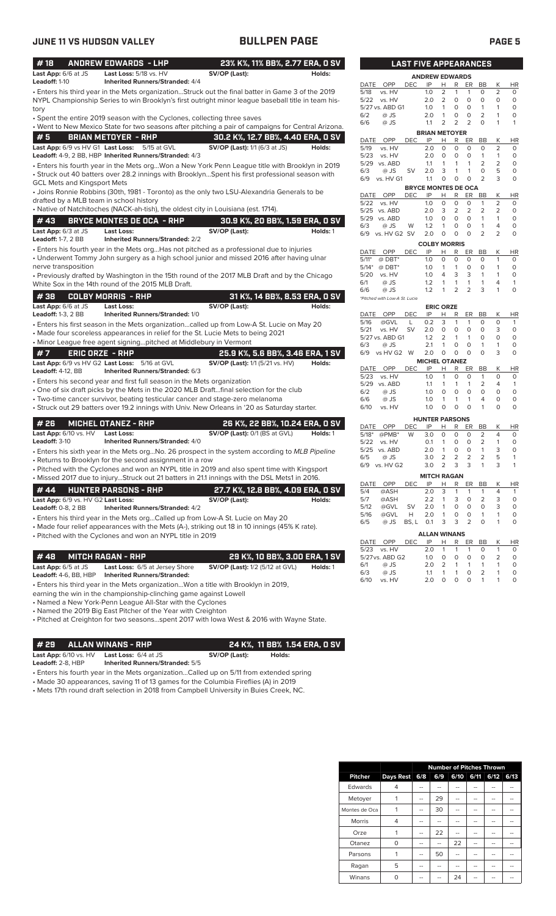## JUNE 11 VS HUDSON VALLEY — BULLPEN PAGE

### # 18 ANDREW EDWARDS - LHP — 23% K%, 11% BB%, 2.77 ERA, 0 SV

**Last App:** 6/6 at JS **Last Loss:** 5/18 vs. HV **SV/OP (Last):** **Holds:**
**Leadoff:** 1-10 **Inherited Runners/Stranded:** 4/4

- Enters his third year in the Mets organization...Struck out the final batter in Game 3 of the 2019 NYPL Championship Series to win Brooklyn's first outright minor league baseball title in team history
- Spent the entire 2019 season with the Cyclones, collecting three saves
- Went to New Mexico State for two seasons after pitching a pair of campaigns for Central Arizona.

### # 5 BRIAN METOYER - RHP — 30.2 K%, 12.7 BB%, 4.40 ERA, 0 SV

**Last App:** 6/9 vs HV G1 **Last Loss:** 5/15 at GVL **SV/OP (Last):** 1/1 (6/3 at JS) **Holds:**
**Leadoff:** 4-9, 2 BB, HBP **Inherited Runners/Stranded:** 4/3

- Enters his fourth year in the Mets org...Won a New York Penn League title with Brooklyn in 2019
- Struck out 40 batters over 28.2 innings with Brooklyn...Spent his first professional season with GCL Mets and Kingsport Mets
- Joins Ronnie Robbins (30th, 1981 - Toronto) as the only two LSU-Alexandria Generals to be drafted by a MLB team in school history
- Native of Natchitoches (NACK-ah-tish), the oldest city in Louisiana (est. 1714).

### # 43 BRYCE MONTES DE OCA - RHP — 30.9 K%, 20 BB%, 1.59 ERA, 0 SV

**Last App:** 6/3 at JS **Last Loss:** **SV/OP (Last):** **Holds:** 1
**Leadoff:** 1-7, 2 BB **Inherited Runners/Stranded:** 2/2

- Enters his fourth year in the Mets org...Has not pitched as a professional due to injuries
- Underwent Tommy John surgery as a high school junior and missed 2016 after having ulnar nerve transposition
- Previously drafted by Washington in the 15th round of the 2017 MLB Draft and by the Chicago White Sox in the 14th round of the 2015 MLB Draft.

### # 38 COLBY MORRIS - RHP — 31 K%, 14 BB%, 8.53 ERA, 0 SV

**Last App:** 6/6 at JS **Last Loss:** **SV/OP (Last):** **Holds:**
**Leadoff:** 1-3, 2 BB **Inherited Runners/Stranded:** 1/0

- Enters his first season in the Mets organization...called up from Low-A St. Lucie on May 20
- Made four scoreless appearances in relief for the St. Lucie Mets to being 2021
- Minor League free agent signing...pitched at Middlebury in Vermont

### # 7 ERIC ORZE - RHP — 25.9 K%, 5.6 BB%, 3.46 ERA, 1 SV

**Last App:** 6/9 vs HV G2 **Last Loss:** 5/16 at GVL **SV/OP (Last):** 1/1 (5/21 vs. HV) **Holds:**
**Leadoff:** 4-12, BB **Inherited Runners/Stranded:** 6/3

- Enters his second year and first full season in the Mets organization
- One of six draft picks by the Mets in the 2020 MLB Draft...final selection for the club
- Two-time cancer survivor, beating testicular cancer and stage-zero melanoma
- Struck out 29 batters over 19.2 innings with Univ. New Orleans in '20 as Saturday starter.

### # 26 MICHEL OTANEZ - RHP — 26 K%, 22 BB%, 10.24 ERA, 0 SV

**Last App:** 6/10 vs. HV **Last Loss:** **SV/OP (Last):** 0/1 (BS at GVL) **Holds:** 1
**Leadoff:** 3-10 **Inherited Runners/Stranded:** 4/0

- Enters his sixth year in the Mets org...No. 26 prospect in the system according to *MLB Pipeline*
- Returns to Brooklyn for the second assignment in a row
- Pitched with the Cyclones and won an NYPL title in 2019 and also spent time with Kingsport
- Missed 2017 due to injury...Struck out 21 batters in 21.1 innings with the DSL Mets1 in 2016.

### # 44 HUNTER PARSONS - RHP — 27.7 K%, 12.8 BB%, 4.09 ERA, 0 SV

**Last App:** 6/9 vs. HV G2 **Last Loss:** **SV/OP (Last):** **Holds:**
**Leadoff:** 0-8, 2 BB **Inherited Runners/Stranded:** 4/2

- Enters his third year in the Mets org...Called up from Low-A St. Lucie on May 20
- Made four relief appearances with the Mets (A-), striking out 18 in 10 innings (45% K rate).
- Pitched with the Cyclones and won an NYPL title in 2019

### # 48 MITCH RAGAN - RHP — 29 K%, 10 BB%, 3.00 ERA, 1 SV

**Last App:** 6/5 at JS **Last Loss:** 6/5 at Jersey Shore **SV/OP (Last):** 1/2 (5/12 at GVL) **Holds:** 1
**Leadoff:** 4-6, BB, HBP **Inherited Runners/Stranded:**

- Enters his third year in the Mets organization...Won a title with Brooklyn in 2019, earning the win in the championship-clinching game against Lowell
- Named a New York-Penn League All-Star with the Cyclones
- Named the 2019 Big East Pitcher of the Year with Creighton
- Pitched at Creighton for two seasons...spent 2017 with Iowa West & 2016 with Wayne State.

### # 29 ALLAN WINANS - RHP — 24 K%, 11 BB% 1.54 ERA, 0 SV

**Last App:** 6/10 vs. HV **Last Loss:** 6/4 at JS **SV/OP (Last):** **Holds:**
**Leadoff:** 2-8, HBP **Inherited Runners/Stranded:** 5/5

- Enters his fourth year in the Mets organization...Called up on 5/11 from extended spring
- Made 30 appearances, saving 11 of 13 games for the Columbia Fireflies (A) in 2019
- Mets 17th round draft selection in 2018 from Campbell University in Buies Creek, NC.

## LAST FIVE APPEARANCES

**ANDREW EDWARDS**

| DATE | OPP | DEC | IP | H | R | ER | BB | K | HR |
|---|---|---|---|---|---|---|---|---|---|
| 5/18 | vs. HV | | 1.0 | 2 | 1 | 1 | 0 | 2 | 0 |
| 5/22 | vs. HV | | 2.0 | 2 | 0 | 0 | 0 | 0 | 0 |
| 5/27 | vs. ABD G1 | | 1.0 | 1 | 0 | 0 | 1 | 1 | 0 |
| 6/2 | @ JS | | 2.0 | 1 | 0 | 0 | 2 | 1 | 0 |
| 6/6 | @ JS | | 1.1 | 2 | 2 | 2 | 0 | 1 | 1 |

**BRIAN METOYER**

| DATE | OPP | DEC | IP | H | R | ER | BB | K | HR |
|---|---|---|---|---|---|---|---|---|---|
| 5/19 | vs. HV | | 2.0 | 0 | 0 | 0 | 0 | 2 | 0 |
| 5/23 | vs. HV | | 2.0 | 0 | 0 | 0 | 1 | 1 | 0 |
| 5/29 | vs. ABD | | 1.1 | 1 | 1 | 1 | 2 | 2 | 0 |
| 6/3 | @ JS | SV | 2.0 | 3 | 1 | 1 | 0 | 5 | 0 |
| 6/9 | vs. HV G1 | | 1.1 | 0 | 0 | 0 | 2 | 3 | 0 |

**BRYCE MONTES DE OCA**

| DATE | OPP | DEC | IP | H | R | ER | BB | K | HR |
|---|---|---|---|---|---|---|---|---|---|
| 5/22 | vs. HV | | 1.0 | 0 | 0 | 0 | 1 | 2 | 0 |
| 5/25 | vs. ABD | | 2.0 | 3 | 2 | 2 | 2 | 2 | 0 |
| 5/29 | vs. ABD | | 1.0 | 0 | 0 | 0 | 1 | 1 | 0 |
| 6/3 | @ JS | W | 1.2 | 1 | 0 | 0 | 1 | 4 | 0 |
| 6/9 | vs. HV G2 | SV | 2.0 | 0 | 0 | 0 | 2 | 2 | 0 |

**COLBY MORRIS**

| DATE | OPP | DEC | IP | H | R | ER | BB | K | HR |
|---|---|---|---|---|---|---|---|---|---|
| 5/11* | @ DBT* | | 1.0 | 0 | 0 | 0 | 0 | 1 | 0 |
| 5/14* | @ DBT* | | 1.0 | 1 | 1 | 0 | 0 | 1 | 0 |
| 5/20 | vs. HV | | 1.0 | 4 | 3 | 3 | 1 | 1 | 0 |
| 6/1 | @ JS | | 1.2 | 1 | 1 | 1 | 1 | 4 | 1 |
| 6/6 | @ JS | | 1.2 | 1 | 2 | 2 | 3 | 1 | 0 |

*Pitched with Low-A St. Lucie

**ERIC ORZE**

| DATE | OPP | DEC | IP | H | R | ER | BB | K | HR |
|---|---|---|---|---|---|---|---|---|---|
| 5/16 | @GVL | L | 0.2 | 3 | 1 | 1 | 0 | 0 | 1 |
| 5/21 | vs. HV | SV | 2.0 | 0 | 0 | 0 | 0 | 3 | 0 |
| 5/27 | vs. ABD G1 | | 1.2 | 2 | 1 | 1 | 0 | 0 | 0 |
| 6/3 | @ JS | | 2.1 | 1 | 0 | 0 | 1 | 1 | 0 |
| 6/9 | vs HV G2 | W | 2.0 | 0 | 0 | 0 | 0 | 3 | 0 |

**MICHEL OTANEZ**

| DATE | OPP | DEC | IP | H | R | ER | BB | K | HR |
|---|---|---|---|---|---|---|---|---|---|
| 5/23 | vs. HV | | 1.0 | 1 | 0 | 0 | 1 | 0 | 0 |
| 5/29 | vs. ABD | | 1.1 | 1 | 1 | 1 | 2 | 4 | 1 |
| 6/2 | @ JS | | 1.0 | 0 | 0 | 0 | 0 | 0 | 0 |
| 6/6 | @ JS | | 1.0 | 1 | 1 | 1 | 4 | 0 | 0 |
| 6/10 | vs. HV | | 1.0 | 0 | 0 | 0 | 1 | 0 | 0 |

**HUNTER PARSONS**

| DATE | OPP | DEC | IP | H | R | ER | BB | K | HR |
|---|---|---|---|---|---|---|---|---|---|
| 5/18* | @PMB* | W | 3.0 | 0 | 0 | 0 | 2 | 4 | 0 |
| 5/22 | vs. HV | | 0.1 | 1 | 0 | 0 | 2 | 1 | 0 |
| 5/25 | vs. ABD | | 2.0 | 1 | 0 | 0 | 1 | 3 | 0 |
| 6/5 | @ JS | | 3.0 | 2 | 2 | 2 | 2 | 5 | 1 |
| 6/9 | vs. HV G2 | | 3.0 | 2 | 3 | 3 | 1 | 3 | 1 |

**MITCH RAGAN**

| DATE | OPP | DEC | IP | H | R | ER | BB | K | HR |
|---|---|---|---|---|---|---|---|---|---|
| 5/4 | @ASH | | 2.0 | 3 | 1 | 1 | 1 | 4 | 1 |
| 5/7 | @ASH | | 2.2 | 1 | 3 | 0 | 2 | 3 | 0 |
| 5/12 | @GVL | SV | 2.0 | 1 | 0 | 0 | 0 | 3 | 0 |
| 5/16 | @GVL | H | 2.0 | 1 | 0 | 0 | 1 | 1 | 0 |
| 6/5 | @ JS | BS, L | 0.1 | 3 | 3 | 2 | 0 | 1 | 0 |

**ALLAN WINANS**

| DATE | OPP | DEC | IP | H | R | ER | BB | K | HR |
|---|---|---|---|---|---|---|---|---|---|
| 5/23 | vs. HV | | 2.0 | 1 | 1 | 1 | 0 | 1 | 0 |
| 5/27 | vs. ABD G2 | | 1.0 | 0 | 0 | 0 | 0 | 2 | 0 |
| 6/1 | @ JS | | 2.0 | 2 | 1 | 1 | 1 | 1 | 0 |
| 6/3 | @ JS | | 1.1 | 1 | 1 | 0 | 2 | 1 | 0 |
| 6/10 | vs. HV | | 2.0 | 0 | 0 | 0 | 1 | 1 | 0 |

## Number of Pitches Thrown

| Pitcher | Days Rest | 6/8 | 6/9 | 6/10 | 6/11 | 6/12 | 6/13 |
|---|---|---|---|---|---|---|---|
| Edwards | 4 | -- | -- | -- | -- | -- | -- |
| Metoyer | 1 | -- | 29 | -- | -- | -- | -- |
| Montes de Oca | 1 | -- | 30 | -- | -- | -- | -- |
| Morris | 4 | -- | -- | -- | -- | -- | -- |
| Orze | 1 | -- | 22 | -- | -- | -- | -- |
| Otanez | 0 | -- | -- | 22 | -- | -- | -- |
| Parsons | 1 | -- | 50 | -- | -- | -- | -- |
| Ragan | 5 | -- | -- | -- | -- | -- | -- |
| Winans | 0 | -- | -- | 24 | -- | -- | -- |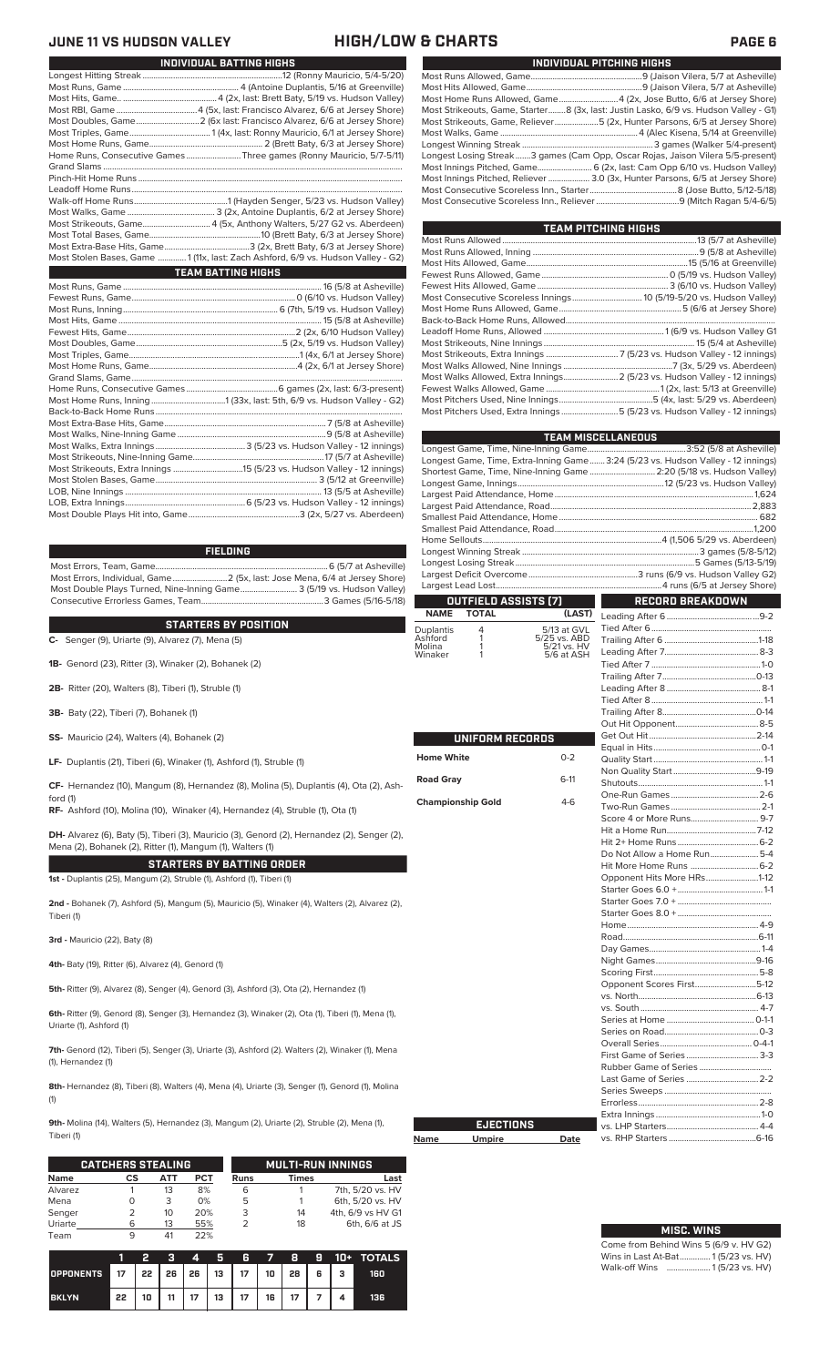# JUNE 11 VS HUDSON VALLEY — HIGH/LOW & CHARTS

## INDIVIDUAL BATTING HIGHS

| | |
|---|---|
| Longest Hitting Streak | 12 (Ronny Mauricio, 5/4-5/20) |
| Most Runs, Game | 4 (Antoine Duplantis, 5/16 at Greenville) |
| Most Hits, Game | 4 (2x, last: Brett Baty, 5/19 vs. Hudson Valley) |
| Most RBI, Game | 4 (5x, last: Francisco Alvarez, 6/6 at Jersey Shore) |
| Most Doubles, Game | 2 (6x last: Francisco Alvarez, 6/6 at Jersey Shore) |
| Most Triples, Game | 1 (4x, last: Ronny Mauricio, 6/1 at Jersey Shore) |
| Most Home Runs, Game | 2 (Brett Baty, 6/3 at Jersey Shore) |
| Home Runs, Consecutive Games | Three games (Ronny Mauricio, 5/7-5/11) |
| Grand Slams | |
| Pinch-Hit Home Runs | |
| Leadoff Home Runs | |
| Walk-off Home Runs | 1 (Hayden Senger, 5/23 vs. Hudson Valley) |
| Most Walks, Game | 3 (2x, last: Antoine Duplantis, 6/2 at Jersey Shore) |
| Most Strikeouts, Game | 4 (5x, Anthony Walters, 5/27 G2 vs. Aberdeen) |
| Most Total Bases, Game | 10 (Brett Baty, 6/3 at Jersey Shore) |
| Most Extra-Base Hits, Game | 3 (2x, Brett Baty, 6/3 at Jersey Shore) |
| Most Stolen Bases, Game | 1 (11x, last: Zach Ashford, 6/9 vs. Hudson Valley - G2) |

## TEAM BATTING HIGHS

| | |
|---|---|
| Most Runs, Game | 16 (5/8 at Asheville) |
| Fewest Runs, Game | 0 (6/10 vs. Hudson Valley) |
| Most Runs, Inning | 6 (7th, 5/19 vs. Hudson Valley) |
| Most Hits, Game | 15 (5/8 at Asheville) |
| Fewest Hits, Game | 2 (2x, 6/10 Hudson Valley) |
| Most Doubles, Game | 5 (2x, 5/19 vs. Hudson Valley) |
| Most Triples, Game | 1 (4x, 6/1 at Jersey Shore) |
| Most Home Runs, Game | 4 (2x, 6/1 at Jersey Shore) |
| Grand Slams, Game | |
| Home Runs, Consecutive Games | 6 games (2x, last: 6/3-present) |
| Most Home Runs, Inning | 1 (33x, last: 5th, 6/9 vs. Hudson Valley - G2) |
| Back-to-Back Home Runs | |
| Most Extra-Base Hits, Game | 7 (5/8 at Asheville) |
| Most Walks, Nine-Inning Game | 9 (5/8 at Asheville) |
| Most Walks, Extra Innings | 3 (5/23 vs. Hudson Valley - 12 innings) |
| Most Strikeouts, Nine-Inning Game | 17 (5/7 at Asheville) |
| Most Strikeouts, Extra Innings | 15 (5/23 vs. Hudson Valley - 12 innings) |
| Most Stolen Bases, Game | 3 (5/12 at Greenville) |
| LOB, Nine Innings | 13 (5/5 at Asheville) |
| LOB, Extra Innings | 6 (5/23 vs. Hudson Valley - 12 innings) |
| Most Double Plays Hit into, Game | 3 (2x, 5/27 vs. Aberdeen) |

## FIELDING

| | |
|---|---|
| Most Errors, Team, Game | 6 (5/7 at Asheville) |
| Most Errors, Individual, Game | 2 (5x, last: Jose Mena, 6/4 at Jersey Shore) |
| Most Double Plays Turned, Nine-Inning Game | 3 (5/19 vs. Hudson Valley) |
| Consecutive Errorless Games, Team | 3 Games (5/16-5/18) |

## STARTERS BY POSITION

**C-** Senger (9), Uriarte (9), Alvarez (7), Mena (5)

**1B-** Genord (23), Ritter (3), Winaker (2), Bohanek (2)

**2B-** Ritter (20), Walters (8), Tiberi (1), Struble (1)

**3B-** Baty (22), Tiberi (7), Bohanek (1)

**SS-** Mauricio (24), Walters (4), Bohanek (2)

**LF-** Duplantis (21), Tiberi (6), Winaker (1), Ashford (1), Struble (1)

**CF-** Hernandez (10), Mangum (8), Hernandez (8), Molina (5), Duplantis (4), Ota (2), Ashford (1)

**RF-** Ashford (10), Molina (10), Winaker (4), Hernandez (4), Struble (1), Ota (1)

**DH-** Alvarez (6), Baty (5), Tiberi (3), Mauricio (3), Genord (2), Hernandez (2), Senger (2), Mena (2), Bohanek (2), Ritter (1), Mangum (1), Walters (1)

## STARTERS BY BATTING ORDER

**1st -** Duplantis (25), Mangum (2), Struble (1), Ashford (1), Tiberi (1)

**2nd -** Bohanek (7), Ashford (5), Mangum (5), Mauricio (5), Winaker (4), Walters (2), Alvarez (2), Tiberi (1)

**3rd -** Mauricio (22), Baty (8)

**4th-** Baty (19), Ritter (6), Alvarez (4), Genord (1)

**5th-** Ritter (9), Alvarez (8), Senger (4), Genord (3), Ashford (3), Ota (2), Hernandez (1)

**6th-** Ritter (9), Genord (8), Senger (3), Hernandez (3), Winaker (2), Ota (1), Tiberi (1), Mena (1), Uriarte (1), Ashford (1)

**7th-** Genord (12), Tiberi (5), Senger (3), Uriarte (3), Ashford (2). Walters (2), Winaker (1), Mena (1), Hernandez (1)

**8th-** Hernandez (8), Tiberi (8), Walters (4), Mena (4), Uriarte (3), Senger (1), Genord (1), Molina (1)

**9th-** Molina (14), Walters (5), Hernandez (3), Mangum (2), Uriarte (2), Struble (2), Mena (1), Tiberi (1)

## CATCHERS STEALING

| Name | CS | ATT | PCT |
|---|---|---|---|
| Alvarez | 1 | 13 | 8% |
| Mena | 0 | 3 | 0% |
| Senger | 2 | 10 | 20% |
| Uriarte | 6 | 13 | 55% |
| Team | 9 | 41 | 22% |

## MULTI-RUN INNINGS

| Runs | Times | Last |
|---|---|---|
| 6 | 1 | 7th, 5/20 vs. HV |
| 5 | 1 | 6th, 5/20 vs. HV |
| 3 | 14 | 4th, 6/9 vs HV G1 |
| 2 | 18 | 6th, 6/6 at JS |

| | 1 | 2 | 3 | 4 | 5 | 6 | 7 | 8 | 9 | 10+ | TOTALS |
|---|---|---|---|---|---|---|---|---|---|---|---|
| OPPONENTS | 17 | 22 | 26 | 26 | 13 | 17 | 10 | 28 | 6 | 3 | 160 |
| BKLYN | 22 | 10 | 11 | 17 | 13 | 17 | 16 | 17 | 7 | 4 | 136 |

## INDIVIDUAL PITCHING HIGHS

| | |
|---|---|
| Most Runs Allowed, Game | 9 (Jaison Vilera, 5/7 at Asheville) |
| Most Hits Allowed, Game | 9 (Jaison Vilera, 5/7 at Asheville) |
| Most Home Runs Allowed, Game | 4 (2x, Jose Butto, 6/6 at Jersey Shore) |
| Most Strikeouts, Game, Starter | 8 (3x, last: Justin Lasko, 6/9 vs. Hudson Valley - G1) |
| Most Strikeouts, Game, Reliever | 5 (2x, Hunter Parsons, 6/5 at Jersey Shore) |
| Most Walks, Game | 4 (Alec Kisena, 5/14 at Greenville) |
| Longest Winning Streak | 3 games (Walker 5/4-present) |
| Longest Losing Streak | 3 games (Cam Opp, Oscar Rojas, Jaison Vilera 5/5-present) |
| Most Innings Pitched, Game | 6 (2x, last: Cam Opp 6/10 vs. Hudson Valley) |
| Most Innings Pitched, Reliever | 3.0 (3x, Hunter Parsons, 6/5 at Jersey Shore) |
| Most Consecutive Scoreless Inn., Starter | 8 (Jose Butto, 5/12-5/18) |
| Most Consecutive Scoreless Inn., Reliever | 9 (Mitch Ragan 5/4-6/5) |

## TEAM PITCHING HIGHS

| | |
|---|---|
| Most Runs Allowed | 13 (5/7 at Asheville) |
| Most Runs Allowed, Inning | 9 (5/8 at Asheville) |
| Most Hits Allowed, Game | 15 (5/16 at Greenville) |
| Fewest Runs Allowed, Game | 0 (5/19 vs. Hudson Valley) |
| Fewest Hits Allowed, Game | 3 (6/10 vs. Hudson Valley) |
| Most Consecutive Scoreless Innings | 10 (5/19-5/20 vs. Hudson Valley) |
| Most Home Runs Allowed, Game | 5 (6/6 at Jersey Shore) |
| Back-to-Back Home Runs, Allowed | |
| Leadoff Home Runs, Allowed | 1 (6/9 vs. Hudson Valley G1) |
| Most Strikeouts, Nine Innings | 15 (5/4 at Asheville) |
| Most Strikeouts, Extra Innings | 7 (5/23 vs. Hudson Valley - 12 innings) |
| Most Walks Allowed, Nine Innings | 7 (3x, 5/29 vs. Aberdeen) |
| Most Walks Allowed, Extra Innings | 2 (5/23 vs. Hudson Valley - 12 innings) |
| Fewest Walks Allowed, Game | 1 (2x, last: 5/13 at Greenville) |
| Most Pitchers Used, Nine Innings | 5 (4x, last: 5/29 vs. Aberdeen) |
| Most Pitchers Used, Extra Innings | 5 (5/23 vs. Hudson Valley - 12 innings) |

## TEAM MISCELLANEOUS

| | |
|---|---|
| Longest Game, Time, Nine-Inning Game | 3:52 (5/8 at Asheville) |
| Longest Game, Time, Extra-Inning Game | 3:24 (5/23 vs. Hudson Valley - 12 innings) |
| Shortest Game, Time, Nine-Inning Game | 2:20 (5/18 vs. Hudson Valley) |
| Longest Game, Innings | 12 (5/23 vs. Hudson Valley) |
| Largest Paid Attendance, Home | 1,624 |
| Largest Paid Attendance, Road | 2,883 |
| Smallest Paid Attendance, Home | 682 |
| Smallest Paid Attendance, Road | 1,200 |
| Home Sellouts | 4 (1,506 5/29 vs. Aberdeen) |
| Longest Winning Streak | 3 games (5/8-5/12) |
| Longest Losing Streak | 5 Games (5/13-5/19) |
| Largest Deficit Overcome | 3 runs (6/9 vs. Hudson Valley G2) |
| Largest Lead Lost | 4 runs (6/5 at Jersey Shore) |

## OUTFIELD ASSISTS (7)

| NAME | TOTAL | (LAST) |
|---|---|---|
| Duplantis | 4 | 5/13 at GVL |
| Ashford | 1 | 5/25 vs. ABD |
| Molina | 1 | 5/21 vs. HV |
| Winaker | 1 | 5/6 at ASH |

## UNIFORM RECORDS

| | |
|---|---|
| Home White | 0-2 |
| Road Gray | 6-11 |
| Championship Gold | 4-6 |

## EJECTIONS

| Name | Umpire | Date |
|---|---|---|
| | | |

## RECORD BREAKDOWN

| | |
|---|---|
| Leading After 6 | 9-2 |
| Tied After 6 | |
| Trailing After 6 | 1-18 |
| Leading After 7 | 8-3 |
| Tied After 7 | 1-0 |
| Trailing After 7 | 0-13 |
| Leading After 8 | 8-1 |
| Tied After 8 | 1-1 |
| Trailing After 8 | 0-14 |
| Out Hit Opponent | 8-5 |
| Get Out Hit | 2-14 |
| Equal in Hits | 0-1 |
| Quality Start | 1-1 |
| Non Quality Start | 9-19 |
| Shutouts | 1-1 |
| One-Run Games | 2-6 |
| Two-Run Games | 2-1 |
| Score 4 or More Runs | 9-7 |
| Hit a Home Run | 7-12 |
| Hit 2+ Home Runs | 6-2 |
| Do Not Allow a Home Run | 5-4 |
| Hit More Home Runs | 6-2 |
| Opponent Hits More HRs | 1-12 |
| Starter Goes 6.0 + | 1-1 |
| Starter Goes 7.0 + | |
| Starter Goes 8.0 + | |
| Home | 4-9 |
| Road | 6-11 |
| Day Games | 1-4 |
| Night Games | 9-16 |
| Scoring First | 5-8 |
| Opponent Scores First | 5-12 |
| vs. North | 6-13 |
| vs. South | 4-7 |
| Series at Home | 0-1-1 |
| Series on Road | 0-3 |
| Overall Series | 0-4-1 |
| First Game of Series | 3-3 |
| Rubber Game of Series | |
| Last Game of Series | 2-2 |
| Series Sweeps | |
| Errorless | 2-8 |
| Extra Innings | 1-0 |
| vs. LHP Starters | 4-4 |
| vs. RHP Starters | 6-16 |

## MISC. WINS

| | |
|---|---|
| Come from Behind Wins | 5 (6/9 v. HV G2) |
| Wins in Last At-Bat | 1 (5/23 vs. HV) |
| Walk-off Wins | 1 (5/23 vs. HV) |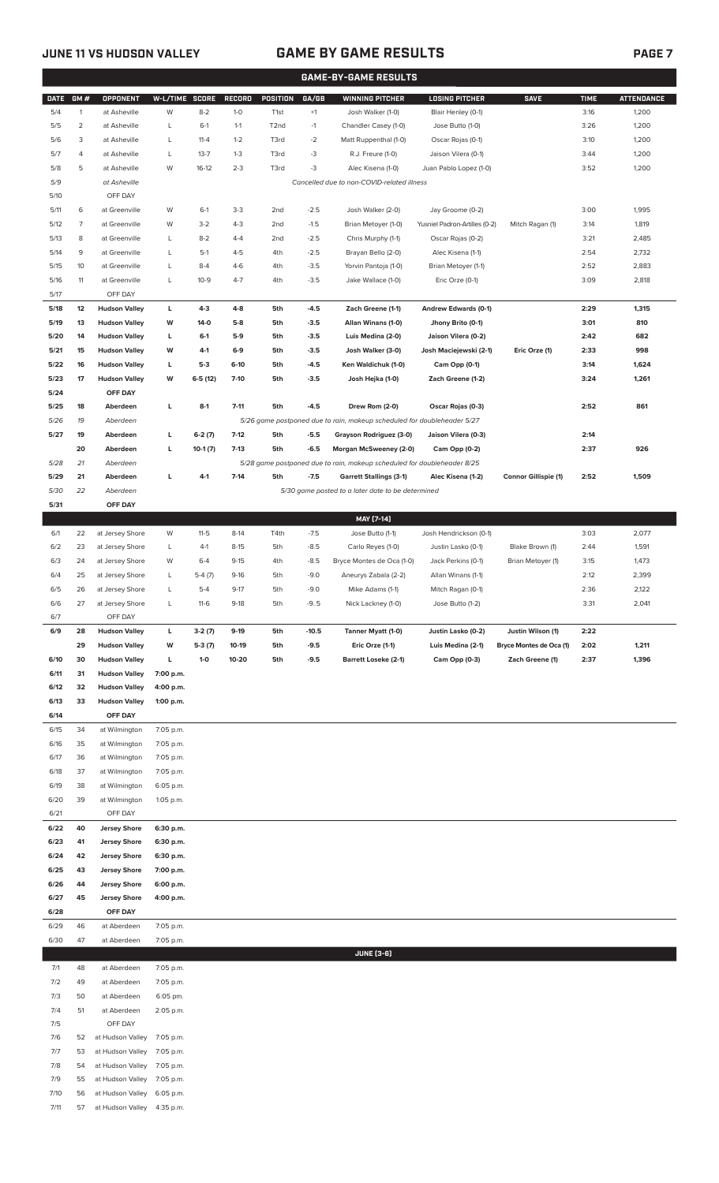## JUNE 11 VS HUDSON VALLEY

## GAME BY GAME RESULTS

### GAME-BY-GAME RESULTS

| DATE | GM # | OPPONENT | W-L/TIME | SCORE | RECORD | POSITION | GA/GB | WINNING PITCHER | LOSING PITCHER | SAVE | TIME | ATTENDANCE |
|---|---|---|---|---|---|---|---|---|---|---|---|---|
| 5/4 | 1 | at Asheville | W | 8-2 | 1-0 | T1st | +1 | Josh Walker (1-0) | Blair Henley (0-1) | | 3:16 | 1,200 |
| 5/5 | 2 | at Asheville | L | 6-1 | 1-1 | T2nd | -1 | Chandler Casey (1-0) | Jose Butto (1-0) | | 3:26 | 1,200 |
| 5/6 | 3 | at Asheville | L | 11-4 | 1-2 | T3rd | -2 | Matt Ruppenthal (1-0) | Oscar Rojas (0-1) | | 3:10 | 1,200 |
| 5/7 | 4 | at Asheville | L | 13-7 | 1-3 | T3rd | -3 | R.J. Freure (1-0) | Jaison Vilera (0-1) | | 3:44 | 1,200 |
| 5/8 | 5 | at Asheville | W | 16-12 | 2-3 | T3rd | -3 | Alec Kisena (1-0) | Juan Pablo Lopez (1-0) | | 3:52 | 1,200 |
| 5/9 | | at Asheville | | | | | | *Cancelled due to non-COVID-related illness* | | | | |
| 5/10 | | OFF DAY | | | | | | | | | | |
| 5/11 | 6 | at Greenville | W | 6-1 | 3-3 | 2nd | -2.5 | Josh Walker (2-0) | Jay Groome (0-2) | | 3:00 | 1,995 |
| 5/12 | 7 | at Greenville | W | 3-2 | 4-3 | 2nd | -1.5 | Brian Metoyer (1-0) | Yusniel Padron-Artilles (0-2) | Mitch Ragan (1) | 3:14 | 1,819 |
| 5/13 | 8 | at Greenville | L | 8-2 | 4-4 | 2nd | -2.5 | Chris Murphy (1-1) | Oscar Rojas (0-2) | | 3:21 | 2,485 |
| 5/14 | 9 | at Greenville | L | 5-1 | 4-5 | 4th | -2.5 | Brayan Bello (2-0) | Alec Kisena (1-1) | | 2:54 | 2,732 |
| 5/15 | 10 | at Greenville | L | 8-4 | 4-6 | 4th | -3.5 | Yorvin Pantoja (1-0) | Brian Metoyer (1-1) | | 2:52 | 2,883 |
| 5/16 | 11 | at Greenville | L | 10-9 | 4-7 | 4th | -3.5 | Jake Wallace (1-0) | Eric Orze (0-1) | | 3:09 | 2,818 |
| 5/17 | | OFF DAY | | | | | | | | | | |
| **5/18** | **12** | **Hudson Valley** | **L** | **4-3** | **4-8** | **5th** | **-4.5** | **Zach Greene (1-1)** | **Andrew Edwards (0-1)** | | **2:29** | **1,315** |
| **5/19** | **13** | **Hudson Valley** | **W** | **14-0** | **5-8** | **5th** | **-3.5** | **Allan Winans (1-0)** | **Jhony Brito (0-1)** | | **3:01** | **810** |
| **5/20** | **14** | **Hudson Valley** | **L** | **6-1** | **5-9** | **5th** | **-3.5** | **Luis Medina (2-0)** | **Jaison Vilera (0-2)** | | **2:42** | **682** |
| **5/21** | **15** | **Hudson Valley** | **W** | **4-1** | **6-9** | **5th** | **-3.5** | **Josh Walker (3-0)** | **Josh Maciejewski (2-1)** | **Eric Orze (1)** | **2:33** | **998** |
| **5/22** | **16** | **Hudson Valley** | **L** | **5-3** | **6-10** | **5th** | **-4.5** | **Ken Waldichuk (1-0)** | **Cam Opp (0-1)** | | **3:14** | **1,624** |
| **5/23** | **17** | **Hudson Valley** | **W** | **6-5 (12)** | **7-10** | **5th** | **-3.5** | **Josh Hejka (1-0)** | **Zach Greene (1-2)** | | **3:24** | **1,261** |
| **5/24** | | **OFF DAY** | | | | | | | | | | |
| **5/25** | **18** | **Aberdeen** | **L** | **8-1** | **7-11** | **5th** | **-4.5** | **Drew Rom (2-0)** | **Oscar Rojas (0-3)** | | **2:52** | **861** |
| *5/26* | *19* | *Aberdeen* | | | | | | *5/26 game postponed due to rain, makeup scheduled for doubleheader 5/27* | | | | |
| **5/27** | **19** | **Aberdeen** | **L** | **6-2 (7)** | **7-12** | **5th** | **-5.5** | **Grayson Rodriguez (3-0)** | **Jaison Vilera (0-3)** | | **2:14** | |
| | **20** | **Aberdeen** | **L** | **10-1 (7)** | **7-13** | **5th** | **-6.5** | **Morgan McSweeney (2-0)** | **Cam Opp (0-2)** | | **2:37** | **926** |
| *5/28* | *21* | *Aberdeen* | | | | | | *5/28 game postponed due to rain, makeup scheduled for doubleheader 8/25* | | | | |
| **5/29** | **21** | **Aberdeen** | **L** | **4-1** | **7-14** | **5th** | **-7.5** | **Garrett Stallings (3-1)** | **Alec Kisena (1-2)** | **Connor Gillispie (1)** | **2:52** | **1,509** |
| *5/30* | *22* | *Aberdeen* | | | | | | *5/30 game posted to a later date to be determined* | | | | |
| **5/31** | | **OFF DAY** | | | | | | | | | | |
| | | | | | | | | **MAY [7-14]** | | | | |
| 6/1 | 22 | at Jersey Shore | W | 11-5 | 8-14 | T4th | -7.5 | Jose Butto (1-1) | Josh Hendrickson (0-1) | | 3:03 | 2,077 |
| 6/2 | 23 | at Jersey Shore | L | 4-1 | 8-15 | 5th | -8.5 | Carlo Reyes (1-0) | Justin Lasko (0-1) | Blake Brown (1) | 2:44 | 1,591 |
| 6/3 | 24 | at Jersey Shore | W | 6-4 | 9-15 | 4th | -8.5 | Bryce Montes de Oca (1-0) | Jack Perkins (0-1) | Brian Metoyer (1) | 3:15 | 1,473 |
| 6/4 | 25 | at Jersey Shore | L | 5-4 (7) | 9-16 | 5th | -9.0 | Aneurys Zabala (2-2) | Allan Winans (1-1) | | 2:12 | 2,399 |
| 6/5 | 26 | at Jersey Shore | L | 5-4 | 9-17 | 5th | -9.0 | Mike Adams (1-1) | Mitch Ragan (0-1) | | 2:36 | 2,122 |
| 6/6 | 27 | at Jersey Shore | L | 11-6 | 9-18 | 5th | -9..5 | Nick Lackney (1-0) | Jose Butto (1-2) | | 3:31 | 2,041 |
| 6/7 | | OFF DAY | | | | | | | | | | |
| **6/9** | **28** | **Hudson Valley** | **L** | **3-2 (7)** | **9-19** | **5th** | **-10.5** | **Tanner Myatt (1-0)** | **Justin Lasko (0-2)** | **Justin Wilson (1)** | **2:22** | |
| | **29** | **Hudson Valley** | **W** | **5-3 (7)** | **10-19** | **5th** | **-9.5** | **Eric Orze (1-1)** | **Luis Medina (2-1)** | **Bryce Montes de Oca (1)** | **2:02** | **1,211** |
| **6/10** | **30** | **Hudson Valley** | **L** | **1-0** | **10-20** | **5th** | **-9.5** | **Barrett Loseke (2-1)** | **Cam Opp (0-3)** | **Zach Greene (1)** | **2:37** | **1,396** |
| **6/11** | **31** | **Hudson Valley** | **7:00 p.m.** | | | | | | | | | |
| **6/12** | **32** | **Hudson Valley** | **4:00 p.m.** | | | | | | | | | |
| **6/13** | **33** | **Hudson Valley** | **1:00 p.m.** | | | | | | | | | |
| **6/14** | | **OFF DAY** | | | | | | | | | | |
| 6/15 | 34 | at Wilmington | 7:05 p.m. | | | | | | | | | |
| 6/16 | 35 | at Wilmington | 7:05 p.m. | | | | | | | | | |
| 6/17 | 36 | at Wilmington | 7:05 p.m. | | | | | | | | | |
| 6/18 | 37 | at Wilmington | 7:05 p.m. | | | | | | | | | |
| 6/19 | 38 | at Wilmington | 6:05 p.m. | | | | | | | | | |
| 6/20 | 39 | at Wilmington | 1:05 p.m. | | | | | | | | | |
| 6/21 | | OFF DAY | | | | | | | | | | |
| **6/22** | **40** | **Jersey Shore** | **6:30 p.m.** | | | | | | | | | |
| **6/23** | **41** | **Jersey Shore** | **6:30 p.m.** | | | | | | | | | |
| **6/24** | **42** | **Jersey Shore** | **6:30 p.m.** | | | | | | | | | |
| **6/25** | **43** | **Jersey Shore** | **7:00 p.m.** | | | | | | | | | |
| **6/26** | **44** | **Jersey Shore** | **6:00 p.m.** | | | | | | | | | |
| **6/27** | **45** | **Jersey Shore** | **4:00 p.m.** | | | | | | | | | |
| **6/28** | | **OFF DAY** | | | | | | | | | | |
| 6/29 | 46 | at Aberdeen | 7:05 p.m. | | | | | | | | | |
| 6/30 | 47 | at Aberdeen | 7:05 p.m. | | | | | | | | | |
| | | | | | | | | **JUNE [3-6]** | | | | |
| 7/1 | 48 | at Aberdeen | 7:05 p.m. | | | | | | | | | |
| 7/2 | 49 | at Aberdeen | 7:05 p.m. | | | | | | | | | |
| 7/3 | 50 | at Aberdeen | 6:05 pm. | | | | | | | | | |
| 7/4 | 51 | at Aberdeen | 2:05 p.m. | | | | | | | | | |
| 7/5 | | OFF DAY | | | | | | | | | | |
| 7/6 | 52 | at Hudson Valley | 7:05 p.m. | | | | | | | | | |
| 7/7 | 53 | at Hudson Valley | 7:05 p.m. | | | | | | | | | |
| 7/8 | 54 | at Hudson Valley | 7:05 p.m. | | | | | | | | | |
| 7/9 | 55 | at Hudson Valley | 7:05 p.m. | | | | | | | | | |
| 7/10 | 56 | at Hudson Valley | 6:05 p.m. | | | | | | | | | |
| 7/11 | 57 | at Hudson Valley | 4:35 p.m. | | | | | | | | | |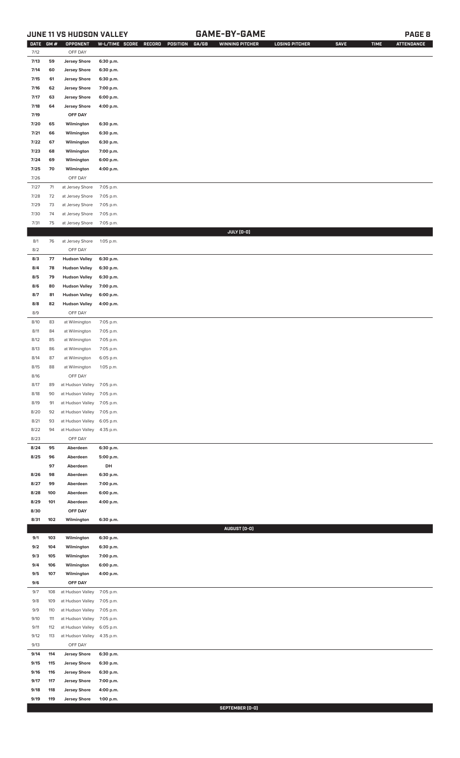## JUNE 11 VS HUDSON VALLEY — GAME-BY-GAME

| DATE | GM # | OPPONENT | W-L/TIME | SCORE | RECORD | POSITION | GA/GB | WINNING PITCHER | LOSING PITCHER | SAVE | TIME | ATTENDANCE |
|---|---|---|---|---|---|---|---|---|---|---|---|---|
| 7/12 | | OFF DAY | | | | | | | | | | |
| **7/13** | **59** | **Jersey Shore** | **6:30 p.m.** | | | | | | | | | |
| **7/14** | **60** | **Jersey Shore** | **6:30 p.m.** | | | | | | | | | |
| **7/15** | **61** | **Jersey Shore** | **6:30 p.m.** | | | | | | | | | |
| **7/16** | **62** | **Jersey Shore** | **7:00 p.m.** | | | | | | | | | |
| **7/17** | **63** | **Jersey Shore** | **6:00 p.m.** | | | | | | | | | |
| **7/18** | **64** | **Jersey Shore** | **4:00 p.m.** | | | | | | | | | |
| **7/19** | | **OFF DAY** | | | | | | | | | | |
| **7/20** | **65** | **Wilmington** | **6:30 p.m.** | | | | | | | | | |
| **7/21** | **66** | **Wilmington** | **6:30 p.m.** | | | | | | | | | |
| **7/22** | **67** | **Wilmington** | **6:30 p.m.** | | | | | | | | | |
| **7/23** | **68** | **Wilmington** | **7:00 p.m.** | | | | | | | | | |
| **7/24** | **69** | **Wilmington** | **6:00 p.m.** | | | | | | | | | |
| **7/25** | **70** | **Wilmington** | **4:00 p.m.** | | | | | | | | | |
| 7/26 | | OFF DAY | | | | | | | | | | |
| 7/27 | 71 | at Jersey Shore | 7:05 p.m. | | | | | | | | | |
| 7/28 | 72 | at Jersey Shore | 7:05 p.m. | | | | | | | | | |
| 7/29 | 73 | at Jersey Shore | 7:05 p.m. | | | | | | | | | |
| 7/30 | 74 | at Jersey Shore | 7:05 p.m. | | | | | | | | | |
| 7/31 | 75 | at Jersey Shore | 7:05 p.m. | | | | | | | | | |
| | | | | | | | | **JULY [0-0]** | | | | |
| 8/1 | 76 | at Jersey Shore | 1:05 p.m. | | | | | | | | | |
| 8/2 | | OFF DAY | | | | | | | | | | |
| **8/3** | **77** | **Hudson Valley** | **6:30 p.m.** | | | | | | | | | |
| **8/4** | **78** | **Hudson Valley** | **6:30 p.m.** | | | | | | | | | |
| **8/5** | **79** | **Hudson Valley** | **6:30 p.m.** | | | | | | | | | |
| **8/6** | **80** | **Hudson Valley** | **7:00 p.m.** | | | | | | | | | |
| **8/7** | **81** | **Hudson Valley** | **6:00 p.m.** | | | | | | | | | |
| **8/8** | **82** | **Hudson Valley** | **4:00 p.m.** | | | | | | | | | |
| 8/9 | | OFF DAY | | | | | | | | | | |
| 8/10 | 83 | at Wilmington | 7:05 p.m. | | | | | | | | | |
| 8/11 | 84 | at Wilmington | 7:05 p.m. | | | | | | | | | |
| 8/12 | 85 | at Wilmington | 7:05 p.m. | | | | | | | | | |
| 8/13 | 86 | at Wilmington | 7:05 p.m. | | | | | | | | | |
| 8/14 | 87 | at Wilmington | 6:05 p.m. | | | | | | | | | |
| 8/15 | 88 | at Wilmington | 1:05 p.m. | | | | | | | | | |
| 8/16 | | OFF DAY | | | | | | | | | | |
| 8/17 | 89 | at Hudson Valley | 7:05 p.m. | | | | | | | | | |
| 8/18 | 90 | at Hudson Valley | 7:05 p.m. | | | | | | | | | |
| 8/19 | 91 | at Hudson Valley | 7:05 p.m. | | | | | | | | | |
| 8/20 | 92 | at Hudson Valley | 7:05 p.m. | | | | | | | | | |
| 8/21 | 93 | at Hudson Valley | 6:05 p.m. | | | | | | | | | |
| 8/22 | 94 | at Hudson Valley | 4:35 p.m. | | | | | | | | | |
| 8/23 | | OFF DAY | | | | | | | | | | |
| **8/24** | **95** | **Aberdeen** | **6:30 p.m.** | | | | | | | | | |
| **8/25** | **96** | **Aberdeen** | **5:00 p.m.** | | | | | | | | | |
| | **97** | **Aberdeen** | **DH** | | | | | | | | | |
| **8/26** | **98** | **Aberdeen** | **6:30 p.m.** | | | | | | | | | |
| **8/27** | **99** | **Aberdeen** | **7:00 p.m.** | | | | | | | | | |
| **8/28** | **100** | **Aberdeen** | **6:00 p.m.** | | | | | | | | | |
| **8/29** | **101** | **Aberdeen** | **4:00 p.m.** | | | | | | | | | |
| **8/30** | | **OFF DAY** | | | | | | | | | | |
| **8/31** | **102** | **Wilmington** | **6:30 p.m.** | | | | | | | | | |
| | | | | | | | | **AUGUST [0-0]** | | | | |
| **9/1** | **103** | **Wilmington** | **6:30 p.m.** | | | | | | | | | |
| **9/2** | **104** | **Wilmington** | **6:30 p.m.** | | | | | | | | | |
| **9/3** | **105** | **Wilmington** | **7:00 p.m.** | | | | | | | | | |
| **9/4** | **106** | **Wilmington** | **6:00 p.m.** | | | | | | | | | |
| **9/5** | **107** | **Wilmington** | **4:00 p.m.** | | | | | | | | | |
| **9/6** | | **OFF DAY** | | | | | | | | | | |
| 9/7 | 108 | at Hudson Valley | 7:05 p.m. | | | | | | | | | |
| 9/8 | 109 | at Hudson Valley | 7:05 p.m. | | | | | | | | | |
| 9/9 | 110 | at Hudson Valley | 7:05 p.m. | | | | | | | | | |
| 9/10 | 111 | at Hudson Valley | 7:05 p.m. | | | | | | | | | |
| 9/11 | 112 | at Hudson Valley | 6:05 p.m. | | | | | | | | | |
| 9/12 | 113 | at Hudson Valley | 4:35 p.m. | | | | | | | | | |
| 9/13 | | OFF DAY | | | | | | | | | | |
| **9/14** | **114** | **Jersey Shore** | **6:30 p.m.** | | | | | | | | | |
| **9/15** | **115** | **Jersey Shore** | **6:30 p.m.** | | | | | | | | | |
| **9/16** | **116** | **Jersey Shore** | **6:30 p.m.** | | | | | | | | | |
| **9/17** | **117** | **Jersey Shore** | **7:00 p.m.** | | | | | | | | | |
| **9/18** | **118** | **Jersey Shore** | **4:00 p.m.** | | | | | | | | | |
| **9/19** | **119** | **Jersey Shore** | **1:00 p.m.** | | | | | | | | | |
| | | | | | | | | **SEPTEMBER [0-0]** | | | | |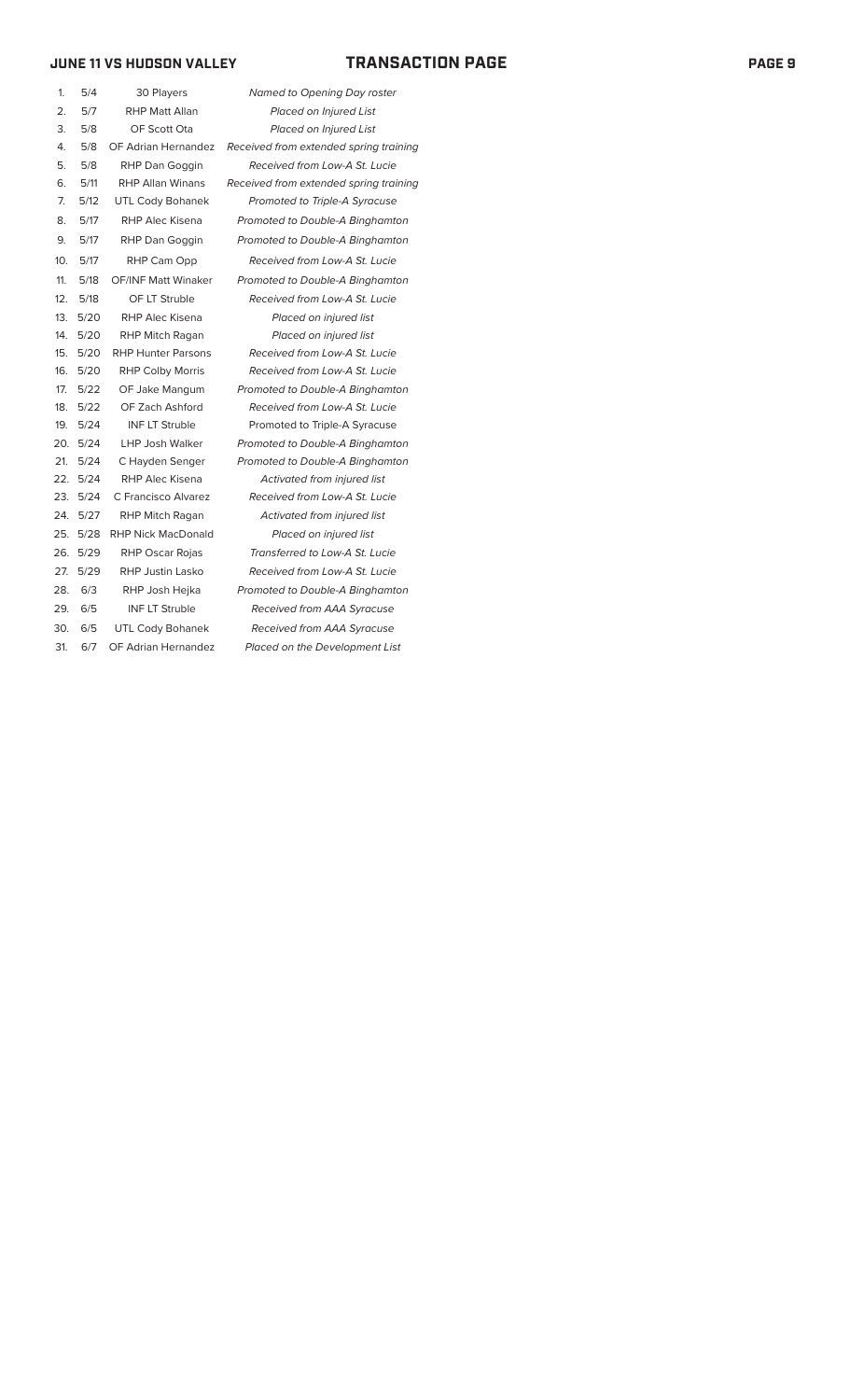# TRANSACTION PAGE

| | | | |
|---|---|---|---|
| 1. | 5/4 | 30 Players | *Named to Opening Day roster* |
| 2. | 5/7 | RHP Matt Allan | *Placed on Injured List* |
| 3. | 5/8 | OF Scott Ota | *Placed on Injured List* |
| 4. | 5/8 | OF Adrian Hernandez | *Received from extended spring training* |
| 5. | 5/8 | RHP Dan Goggin | *Received from Low-A St. Lucie* |
| 6. | 5/11 | RHP Allan Winans | *Received from extended spring training* |
| 7. | 5/12 | UTL Cody Bohanek | *Promoted to Triple-A Syracuse* |
| 8. | 5/17 | RHP Alec Kisena | *Promoted to Double-A Binghamton* |
| 9. | 5/17 | RHP Dan Goggin | *Promoted to Double-A Binghamton* |
| 10. | 5/17 | RHP Cam Opp | *Received from Low-A St. Lucie* |
| 11. | 5/18 | OF/INF Matt Winaker | *Promoted to Double-A Binghamton* |
| 12. | 5/18 | OF LT Struble | *Received from Low-A St. Lucie* |
| 13. | 5/20 | RHP Alec Kisena | *Placed on injured list* |
| 14. | 5/20 | RHP Mitch Ragan | *Placed on injured list* |
| 15. | 5/20 | RHP Hunter Parsons | *Received from Low-A St. Lucie* |
| 16. | 5/20 | RHP Colby Morris | *Received from Low-A St. Lucie* |
| 17. | 5/22 | OF Jake Mangum | *Promoted to Double-A Binghamton* |
| 18. | 5/22 | OF Zach Ashford | *Received from Low-A St. Lucie* |
| 19. | 5/24 | INF LT Struble | Promoted to Triple-A Syracuse |
| 20. | 5/24 | LHP Josh Walker | *Promoted to Double-A Binghamton* |
| 21. | 5/24 | C Hayden Senger | *Promoted to Double-A Binghamton* |
| 22. | 5/24 | RHP Alec Kisena | *Activated from injured list* |
| 23. | 5/24 | C Francisco Alvarez | *Received from Low-A St. Lucie* |
| 24. | 5/27 | RHP Mitch Ragan | *Activated from injured list* |
| 25. | 5/28 | RHP Nick MacDonald | *Placed on injured list* |
| 26. | 5/29 | RHP Oscar Rojas | *Transferred to Low-A St. Lucie* |
| 27. | 5/29 | RHP Justin Lasko | *Received from Low-A St. Lucie* |
| 28. | 6/3 | RHP Josh Hejka | *Promoted to Double-A Binghamton* |
| 29. | 6/5 | INF LT Struble | *Received from AAA Syracuse* |
| 30. | 6/5 | UTL Cody Bohanek | *Received from AAA Syracuse* |
| 31. | 6/7 | OF Adrian Hernandez | *Placed on the Development List* |